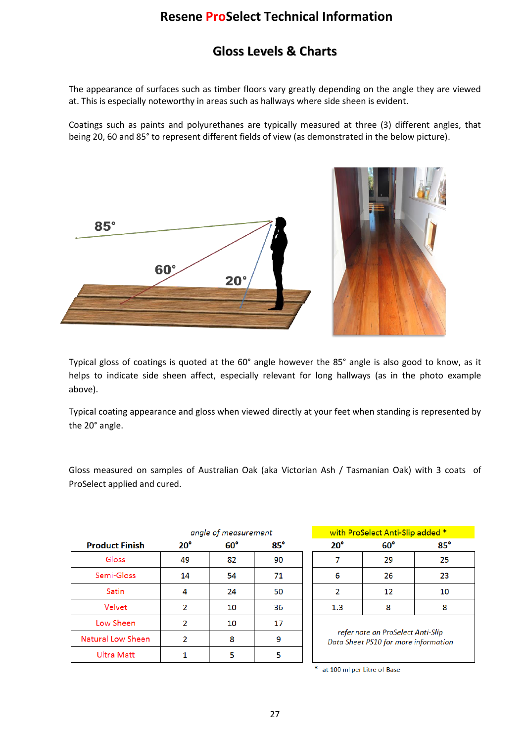# Resene ProSelect Technical Information

## Gloss Levels & Charts

The appearance of surfaces such as timber floors vary greatly depending on the angle they are viewed at. This is especially noteworthy in areas such as hallways where side sheen is evident.

Coatings such as paints and polyurethanes are typically measured at three (3) different angles, that being 20, 60 and 85° to represent different fields of view (as demonstrated in the below picture).

Typical gloss of coatings is quoted at the 60° angle however the 85° angle is also good to know, as it helps to indicate side sheen affect, especially relevant for long hallways (as in the photo example above).

Typical coating appearance and gloss when viewed directly at your feet when standing is represented by the 20° angle.

Gloss measured on samples of Australian Oak (aka Victorian Ash / Tasmanian Oak) with 3 coats of ProSelect applied and cured.

| | *angle of measurement* | | | with ProSelect Anti-Slip added * | | |
|---|---|---|---|---|---|---|
| **Product Finish** | **20°** | **60°** | **85°** | **20°** | **60°** | **85°** |
| Gloss | 49 | 82 | 90 | 7 | 29 | 25 |
| Semi-Gloss | 14 | 54 | 71 | 6 | 26 | 23 |
| Satin | 4 | 24 | 50 | 2 | 12 | 10 |
| Velvet | 2 | 10 | 36 | 1.3 | 8 | 8 |
| Low Sheen | 2 | 10 | 17 | *refer note on ProSelect Anti-Slip Data Sheet PS10 for more information* | | |
| Natural Low Sheen | 2 | 8 | 9 | | | |
| Ultra Matt | 1 | 5 | 5 | | | |

\* at 100 ml per Litre of Base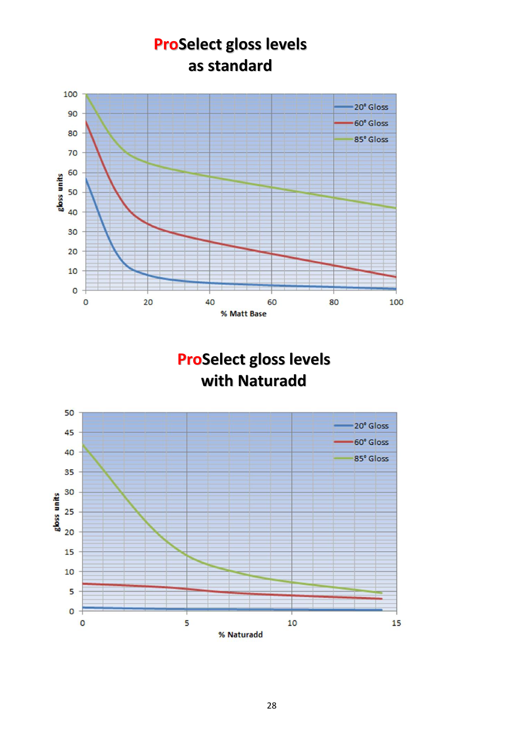# ProSelect gloss levels as standard

# ProSelect gloss levels with Naturadd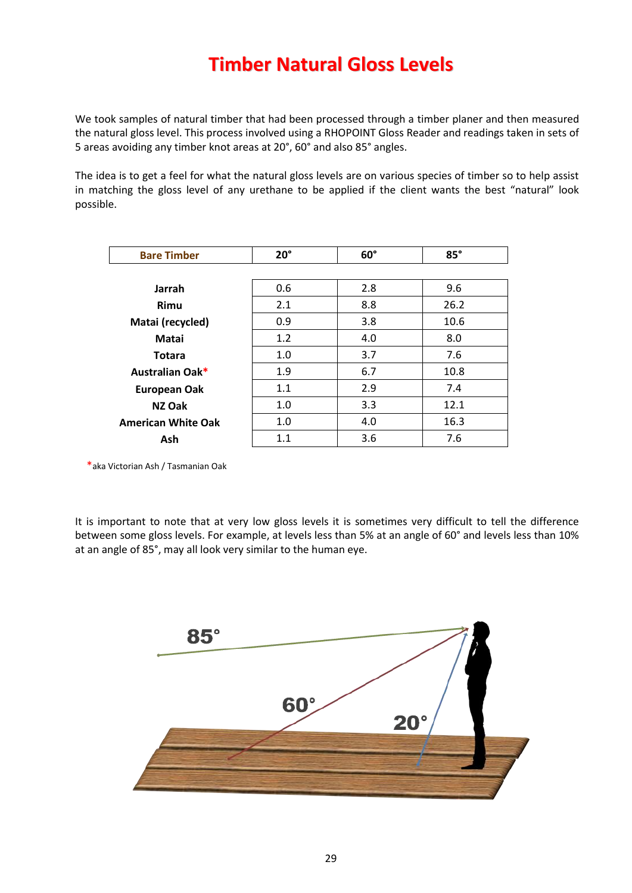# Timber Natural Gloss Levels

We took samples of natural timber that had been processed through a timber planer and then measured the natural gloss level. This process involved using a RHOPOINT Gloss Reader and readings taken in sets of 5 areas avoiding any timber knot areas at 20°, 60° and also 85° angles.

The idea is to get a feel for what the natural gloss levels are on various species of timber so to help assist in matching the gloss level of any urethane to be applied if the client wants the best "natural" look possible.

| Bare Timber | 20° | 60° | 85° |
|---|---|---|---|
| **Jarrah** | 0.6 | 2.8 | 9.6 |
| **Rimu** | 2.1 | 8.8 | 26.2 |
| **Matai (recycled)** | 0.9 | 3.8 | 10.6 |
| **Matai** | 1.2 | 4.0 | 8.0 |
| **Totara** | 1.0 | 3.7 | 7.6 |
| **Australian Oak*** | 1.9 | 6.7 | 10.8 |
| **European Oak** | 1.1 | 2.9 | 7.4 |
| **NZ Oak** | 1.0 | 3.3 | 12.1 |
| **American White Oak** | 1.0 | 4.0 | 16.3 |
| **Ash** | 1.1 | 3.6 | 7.6 |

*aka Victorian Ash / Tasmanian Oak

It is important to note that at very low gloss levels it is sometimes very difficult to tell the difference between some gloss levels. For example, at levels less than 5% at an angle of 60° and levels less than 10% at an angle of 85°, may all look very similar to the human eye.

85°

60°

20°